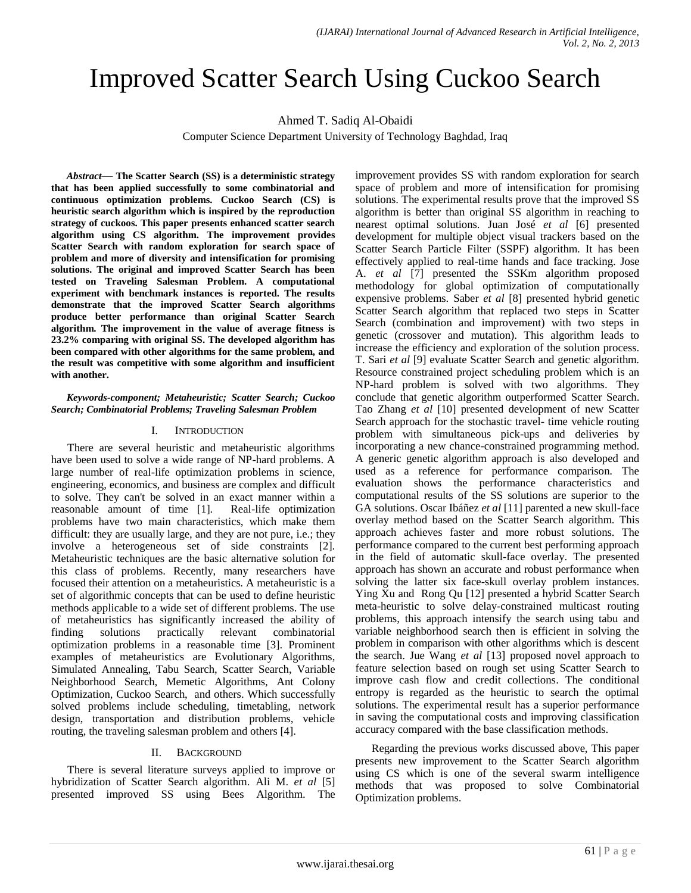# Improved Scatter Search Using Cuckoo Search

Ahmed T. Sadiq Al-Obaidi

Computer Science Department University of Technology Baghdad, Iraq

***Abstract*— The Scatter Search (SS) is a deterministic strategy that has been applied successfully to some combinatorial and continuous optimization problems. Cuckoo Search (CS) is heuristic search algorithm which is inspired by the reproduction strategy of cuckoos. This paper presents enhanced scatter search algorithm using CS algorithm. The improvement provides Scatter Search with random exploration for search space of problem and more of diversity and intensification for promising solutions. The original and improved Scatter Search has been tested on Traveling Salesman Problem. A computational experiment with benchmark instances is reported. The results demonstrate that the improved Scatter Search algorithms produce better performance than original Scatter Search algorithm. The improvement in the value of average fitness is 23.2% comparing with original SS. The developed algorithm has been compared with other algorithms for the same problem, and the result was competitive with some algorithm and insufficient with another.**

***Keywords-component; Metaheuristic; Scatter Search; Cuckoo Search; Combinatorial Problems; Traveling Salesman Problem***

## I. INTRODUCTION

There are several heuristic and metaheuristic algorithms have been used to solve a wide range of NP-hard problems. A large number of real-life optimization problems in science, engineering, economics, and business are complex and difficult to solve. They can't be solved in an exact manner within a reasonable amount of time [1]. Real-life optimization problems have two main characteristics, which make them difficult: they are usually large, and they are not pure, i.e.; they involve a heterogeneous set of side constraints [2]. Metaheuristic techniques are the basic alternative solution for this class of problems. Recently, many researchers have focused their attention on a metaheuristics. A metaheuristic is a set of algorithmic concepts that can be used to define heuristic methods applicable to a wide set of different problems. The use of metaheuristics has significantly increased the ability of finding solutions practically relevant combinatorial optimization problems in a reasonable time [3]. Prominent examples of metaheuristics are Evolutionary Algorithms, Simulated Annealing, Tabu Search, Scatter Search, Variable Neighborhood Search, Memetic Algorithms, Ant Colony Optimization, Cuckoo Search, and others. Which successfully solved problems include scheduling, timetabling, network design, transportation and distribution problems, vehicle routing, the traveling salesman problem and others [4].

## II. BACKGROUND

There is several literature surveys applied to improve or hybridization of Scatter Search algorithm. Ali M. *et al* [5] presented improved SS using Bees Algorithm. The improvement provides SS with random exploration for search space of problem and more of intensification for promising solutions. The experimental results prove that the improved SS algorithm is better than original SS algorithm in reaching to nearest optimal solutions. Juan José *et al* [6] presented development for multiple object visual trackers based on the Scatter Search Particle Filter (SSPF) algorithm. It has been effectively applied to real-time hands and face tracking. Jose A. *et al* [7] presented the SSKm algorithm proposed methodology for global optimization of computationally expensive problems. Saber *et al* [8] presented hybrid genetic Scatter Search algorithm that replaced two steps in Scatter Search (combination and improvement) with two steps in genetic (crossover and mutation). This algorithm leads to increase the efficiency and exploration of the solution process. T. Sari *et al* [9] evaluate Scatter Search and genetic algorithm. Resource constrained project scheduling problem which is an NP-hard problem is solved with two algorithms. They conclude that genetic algorithm outperformed Scatter Search. Tao Zhang *et al* [10] presented development of new Scatter Search approach for the stochastic travel- time vehicle routing problem with simultaneous pick-ups and deliveries by incorporating a new chance-constrained programming method. A generic genetic algorithm approach is also developed and used as a reference for performance comparison. The evaluation shows the performance characteristics and computational results of the SS solutions are superior to the GA solutions. Oscar Ibáñez *et al* [11] parented a new skull-face overlay method based on the Scatter Search algorithm. This approach achieves faster and more robust solutions. The performance compared to the current best performing approach in the field of automatic skull-face overlay. The presented approach has shown an accurate and robust performance when solving the latter six face-skull overlay problem instances. Ying Xu and Rong Qu [12] presented a hybrid Scatter Search meta-heuristic to solve delay-constrained multicast routing problems, this approach intensify the search using tabu and variable neighborhood search then is efficient in solving the problem in comparison with other algorithms which is descent the search. Jue Wang *et al* [13] proposed novel approach to feature selection based on rough set using Scatter Search to improve cash flow and credit collections. The conditional entropy is regarded as the heuristic to search the optimal solutions. The experimental result has a superior performance in saving the computational costs and improving classification accuracy compared with the base classification methods.

Regarding the previous works discussed above, This paper presents new improvement to the Scatter Search algorithm using CS which is one of the several swarm intelligence methods that was proposed to solve Combinatorial Optimization problems.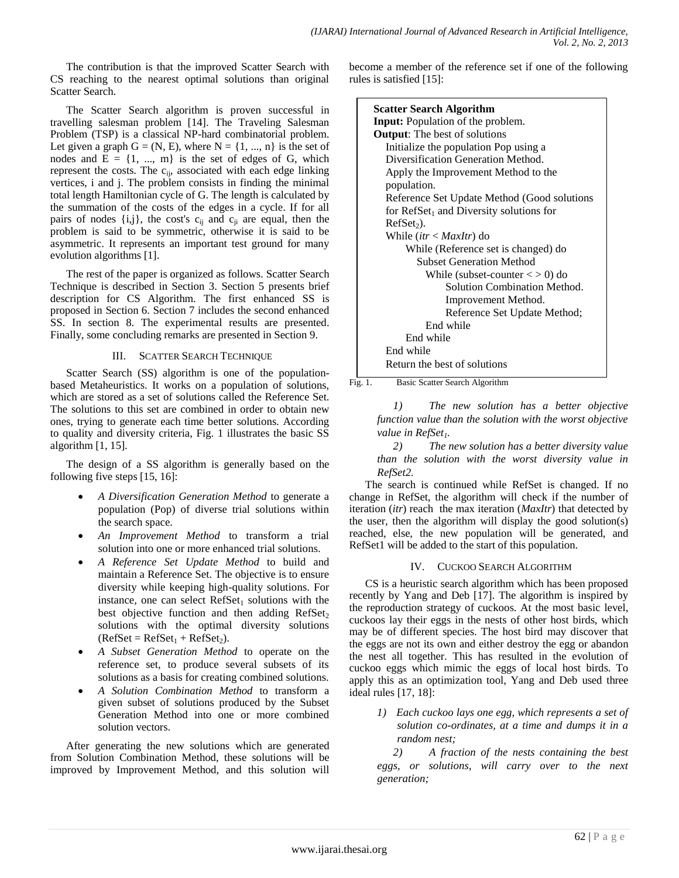The contribution is that the improved Scatter Search with CS reaching to the nearest optimal solutions than original Scatter Search.

The Scatter Search algorithm is proven successful in travelling salesman problem [14]. The Traveling Salesman Problem (TSP) is a classical NP-hard combinatorial problem. Let given a graph G = (N, E), where N = {1, ..., n} is the set of nodes and E = {1, ..., m} is the set of edges of G, which represent the costs. The $c_{ij}$, associated with each edge linking vertices, i and j. The problem consists in finding the minimal total length Hamiltonian cycle of G. The length is calculated by the summation of the costs of the edges in a cycle. If for all pairs of nodes {i,j}, the cost's $c_{ij}$ and $c_{ji}$ are equal, then the problem is said to be symmetric, otherwise it is said to be asymmetric. It represents an important test ground for many evolution algorithms [1].

The rest of the paper is organized as follows. Scatter Search Technique is described in Section 3. Section 5 presents brief description for CS Algorithm. The first enhanced SS is proposed in Section 6. Section 7 includes the second enhanced SS. In section 8. The experimental results are presented. Finally, some concluding remarks are presented in Section 9.

## III. Scatter Search Technique

Scatter Search (SS) algorithm is one of the population-based Metaheuristics. It works on a population of solutions, which are stored as a set of solutions called the Reference Set. The solutions to this set are combined in order to obtain new ones, trying to generate each time better solutions. According to quality and diversity criteria, Fig. 1 illustrates the basic SS algorithm [1, 15].

The design of a SS algorithm is generally based on the following five steps [15, 16]:

- *A Diversification Generation Method* to generate a population (Pop) of diverse trial solutions within the search space.
- *An Improvement Method* to transform a trial solution into one or more enhanced trial solutions.
- *A Reference Set Update Method* to build and maintain a Reference Set. The objective is to ensure diversity while keeping high-quality solutions. For instance, one can select $RefSet_1$ solutions with the best objective function and then adding $RefSet_2$ solutions with the optimal diversity solutions ($RefSet = RefSet_1 + RefSet_2$).
- *A Subset Generation Method* to operate on the reference set, to produce several subsets of its solutions as a basis for creating combined solutions.
- *A Solution Combination Method* to transform a given subset of solutions produced by the Subset Generation Method into one or more combined solution vectors.

After generating the new solutions which are generated from Solution Combination Method, these solutions will be improved by Improvement Method, and this solution will become a member of the reference set if one of the following rules is satisfied [15]:

```
Scatter Search Algorithm
Input: Population of the problem.
Output: The best of solutions
   Initialize the population Pop using a
   Diversification Generation Method.
   Apply the Improvement Method to the
   population.
   Reference Set Update Method (Good solutions
   for RefSet1 and Diversity solutions for
   RefSet2).
   While (itr < MaxItr) do
        While (Reference set is changed) do
           Subset Generation Method
              While (subset-counter < > 0) do
                   Solution Combination Method.
                   Improvement Method.
                   Reference Set Update Method;
              End while
        End while
   End while
   Return the best of solutions
```

Fig. 1. Basic Scatter Search Algorithm

*1) The new solution has a better objective function value than the solution with the worst objective value in $RefSet_1$.*

*2) The new solution has a better diversity value than the solution with the worst diversity value in RefSet2.*

The search is continued while RefSet is changed. If no change in RefSet, the algorithm will check if the number of iteration (*itr*) reach the max iteration (*MaxItr*) that detected by the user, then the algorithm will display the good solution(s) reached, else, the new population will be generated, and RefSet1 will be added to the start of this population.

## IV. Cuckoo Search Algorithm

CS is a heuristic search algorithm which has been proposed recently by Yang and Deb [17]. The algorithm is inspired by the reproduction strategy of cuckoos. At the most basic level, cuckoos lay their eggs in the nests of other host birds, which may be of different species. The host bird may discover that the eggs are not its own and either destroy the egg or abandon the nest all together. This has resulted in the evolution of cuckoo eggs which mimic the eggs of local host birds. To apply this as an optimization tool, Yang and Deb used three ideal rules [17, 18]:

*1) Each cuckoo lays one egg, which represents a set of solution co-ordinates, at a time and dumps it in a random nest;*

*2) A fraction of the nests containing the best eggs, or solutions, will carry over to the next generation;*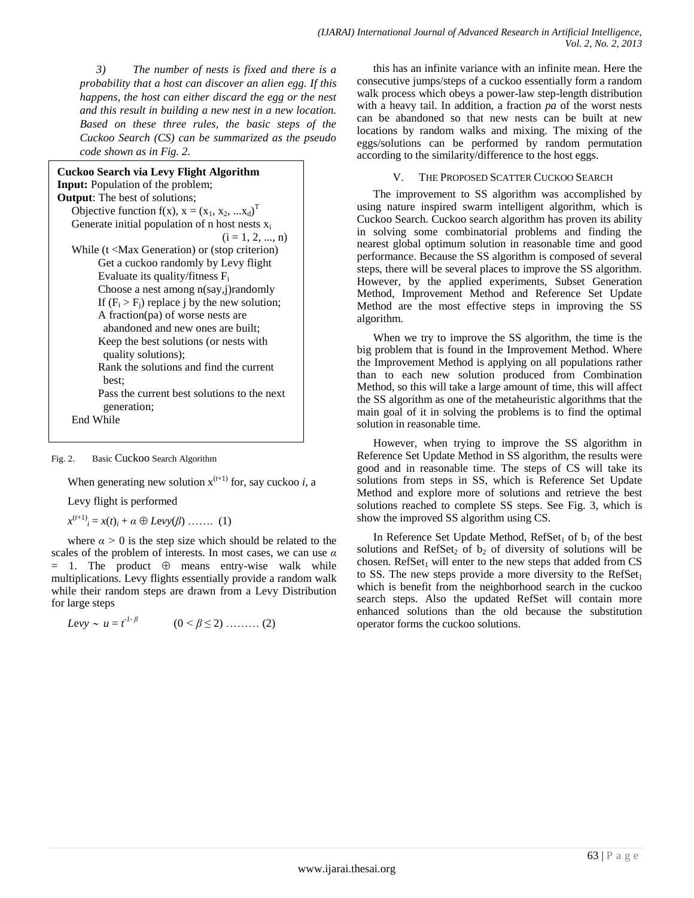*3) The number of nests is fixed and there is a probability that a host can discover an alien egg. If this happens, the host can either discard the egg or the nest and this result in building a new nest in a new location. Based on these three rules, the basic steps of the Cuckoo Search (CS) can be summarized as the pseudo code shown as in Fig. 2.*

```
Cuckoo Search via Levy Flight Algorithm
Input: Population of the problem;
Output: The best of solutions;
    Objective function f(x), x = (x1, x2, ...xd)^T
    Generate initial population of n host nests xi
                                            (i = 1, 2, ..., n)
    While (t <Max Generation) or (stop criterion)
        Get a cuckoo randomly by Levy flight
        Evaluate its quality/fitness Fi
        Choose a nest among n(say,j)randomly
        If (Fi > Fj) replace j by the new solution;
        A fraction(pa) of worse nests are
          abandoned and new ones are built;
        Keep the best solutions (or nests with
          quality solutions);
        Rank the solutions and find the current
          best;
        Pass the current best solutions to the next
          generation;
    End While
```

Fig. 2. Basic Cuckoo Search Algorithm

When generating new solution $x^{(t+1)}$ for, say cuckoo *i*, a Levy flight is performed

$$x^{(t+1)}_i = x(t)_i + \alpha \oplus Levy(\beta) \quad \ldots\ldots. \ (1)$$

where $\alpha > 0$ is the step size which should be related to the scales of the problem of interests. In most cases, we can use $\alpha = 1$. The product $\oplus$ means entry-wise walk while multiplications. Levy flights essentially provide a random walk while their random steps are drawn from a Levy Distribution for large steps

$$Levy \sim u = t^{-1-\beta} \qquad (0 < \beta \leq 2) \ \ldots\ldots\ldots \ (2)$$

this has an infinite variance with an infinite mean. Here the consecutive jumps/steps of a cuckoo essentially form a random walk process which obeys a power-law step-length distribution with a heavy tail. In addition, a fraction *pa* of the worst nests can be abandoned so that new nests can be built at new locations by random walks and mixing. The mixing of the eggs/solutions can be performed by random permutation according to the similarity/difference to the host eggs.

## V. The Proposed Scatter Cuckoo Search

The improvement to SS algorithm was accomplished by using nature inspired swarm intelligent algorithm, which is Cuckoo Search. Cuckoo search algorithm has proven its ability in solving some combinatorial problems and finding the nearest global optimum solution in reasonable time and good performance. Because the SS algorithm is composed of several steps, there will be several places to improve the SS algorithm. However, by the applied experiments, Subset Generation Method, Improvement Method and Reference Set Update Method are the most effective steps in improving the SS algorithm.

When we try to improve the SS algorithm, the time is the big problem that is found in the Improvement Method. Where the Improvement Method is applying on all populations rather than to each new solution produced from Combination Method, so this will take a large amount of time, this will affect the SS algorithm as one of the metaheuristic algorithms that the main goal of it in solving the problems is to find the optimal solution in reasonable time.

However, when trying to improve the SS algorithm in Reference Set Update Method in SS algorithm, the results were good and in reasonable time. The steps of CS will take its solutions from steps in SS, which is Reference Set Update Method and explore more of solutions and retrieve the best solutions reached to complete SS steps. See Fig. 3, which is show the improved SS algorithm using CS.

In Reference Set Update Method, $RefSet_1$ of $b_1$ of the best solutions and $RefSet_2$ of $b_2$ of diversity of solutions will be chosen. $RefSet_1$ will enter to the new steps that added from CS to SS. The new steps provide a more diversity to the $RefSet_1$ which is benefit from the neighborhood search in the cuckoo search steps. Also the updated RefSet will contain more enhanced solutions than the old because the substitution operator forms the cuckoo solutions.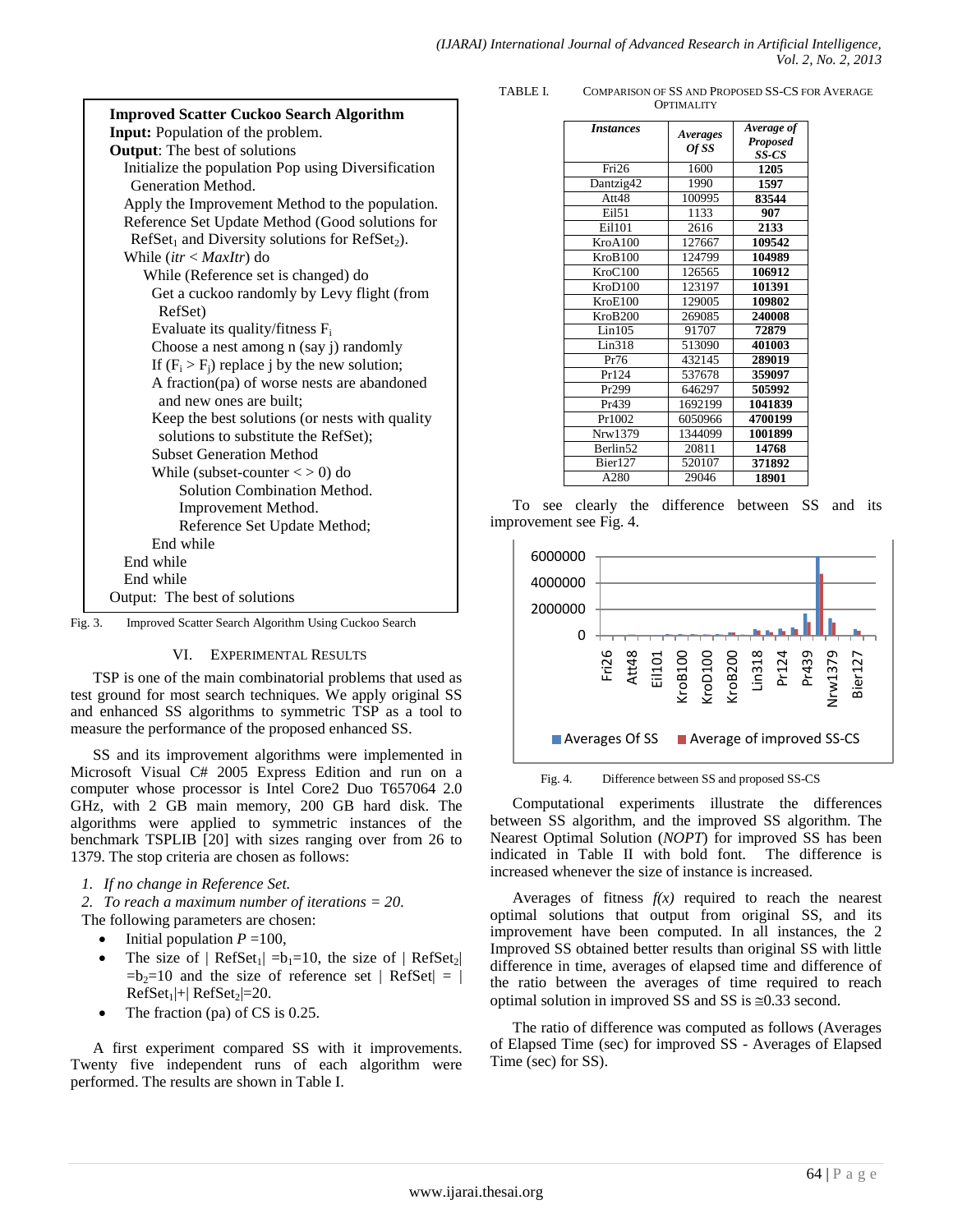**Improved Scatter Cuckoo Search Algorithm**

**Input:** Population of the problem.

**Output**: The best of solutions

```
Initialize the population Pop using Diversification
  Generation Method.
Apply the Improvement Method to the population.
Reference Set Update Method (Good solutions for
  RefSet1 and Diversity solutions for RefSet2).
While (itr < MaxItr) do
   While (Reference set is changed) do
     Get a cuckoo randomly by Levy flight (from
       RefSet)
     Evaluate its quality/fitness Fi
     Choose a nest among n (say j) randomly
     If (Fi > Fj) replace j by the new solution;
     A fraction(pa) of worse nests are abandoned
       and new ones are built;
     Keep the best solutions (or nests with quality
       solutions to substitute the RefSet);
     Subset Generation Method
     While (subset-counter < > 0) do
          Solution Combination Method.
          Improvement Method.
          Reference Set Update Method;
     End while
End while
End while
```

Output: The best of solutions

Fig. 3. Improved Scatter Search Algorithm Using Cuckoo Search

## VI. Experimental Results

TSP is one of the main combinatorial problems that used as test ground for most search techniques. We apply original SS and enhanced SS algorithms to symmetric TSP as a tool to measure the performance of the proposed enhanced SS.

SS and its improvement algorithms were implemented in Microsoft Visual C# 2005 Express Edition and run on a computer whose processor is Intel Core2 Duo T657064 2.0 GHz, with 2 GB main memory, 200 GB hard disk. The algorithms were applied to symmetric instances of the benchmark TSPLIB [20] with sizes ranging over from 26 to 1379. The stop criteria are chosen as follows:

1. *If no change in Reference Set.*
2. *To reach a maximum number of iterations = 20.*

The following parameters are chosen:

- Initial population $P$ =100,
- The size of | $RefSet_1$| =$b_1$=10, the size of | $RefSet_2$| =$b_2$=10 and the size of reference set | RefSet| = | $RefSet_1$|+| $RefSet_2$|=20.
- The fraction (pa) of CS is 0.25.

A first experiment compared SS with it improvements. Twenty five independent runs of each algorithm were performed. The results are shown in Table I.

TABLE I. Comparison of SS and Proposed SS-CS for Average Optimality

| *Instances* | *Averages Of SS* | *Average of Proposed SS-CS* |
|---|---|---|
| Fri26 | 1600 | **1205** |
| Dantzig42 | 1990 | **1597** |
| Att48 | 100995 | **83544** |
| Eil51 | 1133 | **907** |
| Eil101 | 2616 | **2133** |
| KroA100 | 127667 | **109542** |
| KroB100 | 124799 | **104989** |
| KroC100 | 126565 | **106912** |
| KroD100 | 123197 | **101391** |
| KroE100 | 129005 | **109802** |
| KroB200 | 269085 | **240008** |
| Lin105 | 91707 | **72879** |
| Lin318 | 513090 | **401003** |
| Pr76 | 432145 | **289019** |
| Pr124 | 537678 | **359097** |
| Pr299 | 646297 | **505992** |
| Pr439 | 1692199 | **1041839** |
| Pr1002 | 6050966 | **4700199** |
| Nrw1379 | 1344099 | **1001899** |
| Berlin52 | 20811 | **14768** |
| Bier127 | 520107 | **371892** |
| A280 | 29046 | **18901** |

To see clearly the difference between SS and its improvement see Fig. 4.

Fig. 4. Difference between SS and proposed SS-CS

Computational experiments illustrate the differences between SS algorithm, and the improved SS algorithm. The Nearest Optimal Solution (*NOPT*) for improved SS has been indicated in Table II with bold font. The difference is increased whenever the size of instance is increased.

Averages of fitness $f(x)$ required to reach the nearest optimal solutions that output from original SS, and its improvement have been computed. In all instances, the 2 Improved SS obtained better results than original SS with little difference in time, averages of elapsed time and difference of the ratio between the averages of time required to reach optimal solution in improved SS and SS is ≅0.33 second.

The ratio of difference was computed as follows (Averages of Elapsed Time (sec) for improved SS - Averages of Elapsed Time (sec) for SS).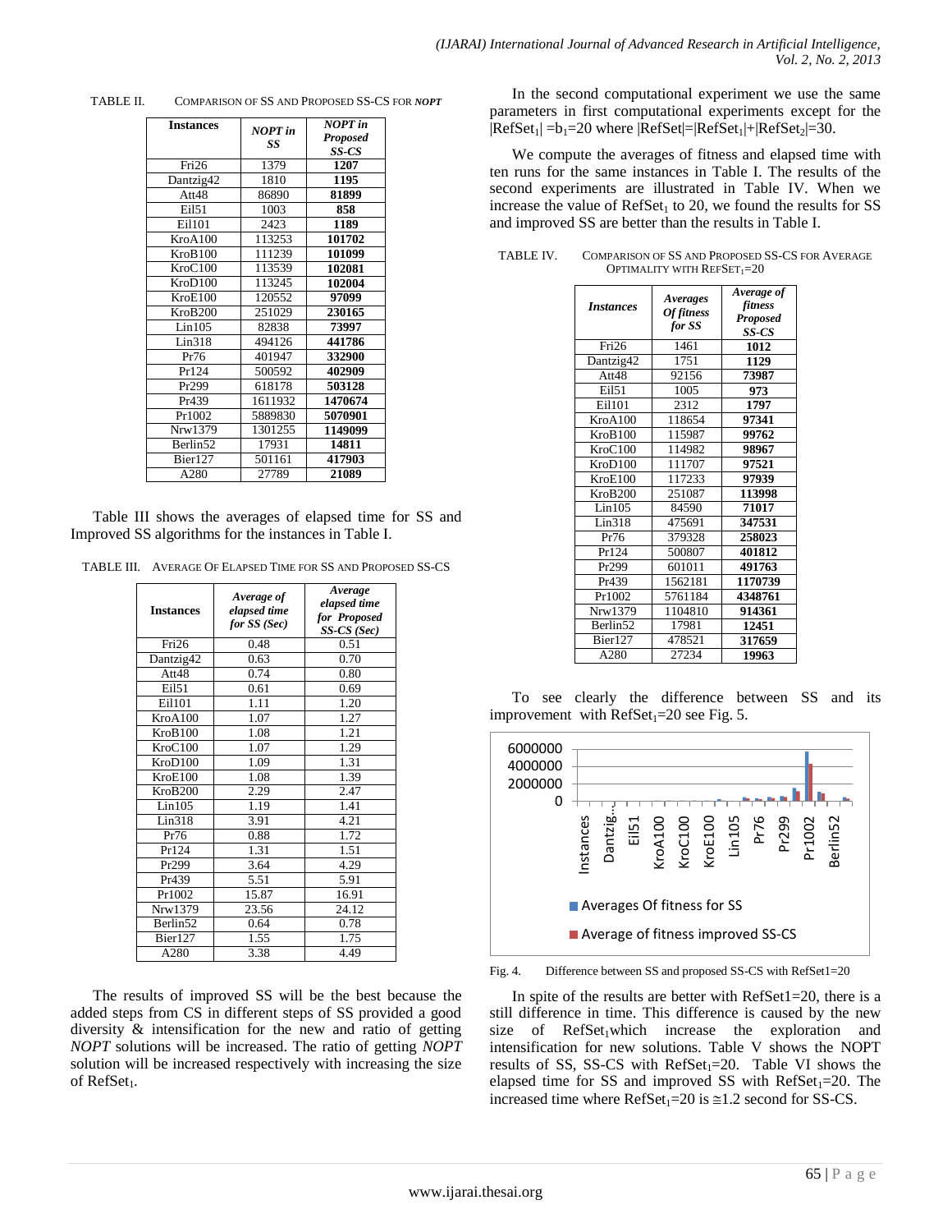TABLE II. COMPARISON OF SS AND PROPOSED SS-CS FOR *NOPT*

| Instances | *NOPT in SS* | *NOPT in Proposed SS-CS* |
|---|---|---|
| Fri26 | 1379 | **1207** |
| Dantzig42 | 1810 | **1195** |
| Att48 | 86890 | **81899** |
| Eil51 | 1003 | **858** |
| Eil101 | 2423 | **1189** |
| KroA100 | 113253 | **101702** |
| KroB100 | 111239 | **101099** |
| KroC100 | 113539 | **102081** |
| KroD100 | 113245 | **102004** |
| KroE100 | 120552 | **97099** |
| KroB200 | 251029 | **230165** |
| Lin105 | 82838 | **73997** |
| Lin318 | 494126 | **441786** |
| Pr76 | 401947 | **332900** |
| Pr124 | 500592 | **402909** |
| Pr299 | 618178 | **503128** |
| Pr439 | 1611932 | **1470674** |
| Pr1002 | 5889830 | **5070901** |
| Nrw1379 | 1301255 | **1149099** |
| Berlin52 | 17931 | **14811** |
| Bier127 | 501161 | **417903** |
| A280 | 27789 | **21089** |

Table III shows the averages of elapsed time for SS and Improved SS algorithms for the instances in Table I.

TABLE III. AVERAGE OF ELAPSED TIME FOR SS AND PROPOSED SS-CS

| Instances | *Average of elapsed time for SS (Sec)* | *Average elapsed time for Proposed SS-CS (Sec)* |
|---|---|---|
| Fri26 | 0.48 | 0.51 |
| Dantzig42 | 0.63 | 0.70 |
| Att48 | 0.74 | 0.80 |
| Eil51 | 0.61 | 0.69 |
| Eil101 | 1.11 | 1.20 |
| KroA100 | 1.07 | 1.27 |
| KroB100 | 1.08 | 1.21 |
| KroC100 | 1.07 | 1.29 |
| KroD100 | 1.09 | 1.31 |
| KroE100 | 1.08 | 1.39 |
| KroB200 | 2.29 | 2.47 |
| Lin105 | 1.19 | 1.41 |
| Lin318 | 3.91 | 4.21 |
| Pr76 | 0.88 | 1.72 |
| Pr124 | 1.31 | 1.51 |
| Pr299 | 3.64 | 4.29 |
| Pr439 | 5.51 | 5.91 |
| Pr1002 | 15.87 | 16.91 |
| Nrw1379 | 23.56 | 24.12 |
| Berlin52 | 0.64 | 0.78 |
| Bier127 | 1.55 | 1.75 |
| A280 | 3.38 | 4.49 |

The results of improved SS will be the best because the added steps from CS in different steps of SS provided a good diversity & intensification for the new and ratio of getting *NOPT* solutions will be increased. The ratio of getting *NOPT* solution will be increased respectively with increasing the size of $RefSet_1$.

In the second computational experiment we use the same parameters in first computational experiments except for the $|RefSet_1| = b_1 = 20$ where $|RefSet| = |RefSet_1| + |RefSet_2| = 30$.

We compute the averages of fitness and elapsed time with ten runs for the same instances in Table I. The results of the second experiments are illustrated in Table IV. When we increase the value of $RefSet_1$ to 20, we found the results for SS and improved SS are better than the results in Table I.

TABLE IV. COMPARISON OF SS AND PROPOSED SS-CS FOR AVERAGE OPTIMALITY WITH $REFSET_1$=20

| *Instances* | *Averages Of fitness for SS* | *Average of fitness Proposed SS-CS* |
|---|---|---|
| Fri26 | 1461 | **1012** |
| Dantzig42 | 1751 | **1129** |
| Att48 | 92156 | **73987** |
| Eil51 | 1005 | **973** |
| Eil101 | 2312 | **1797** |
| KroA100 | 118654 | **97341** |
| KroB100 | 115987 | **99762** |
| KroC100 | 114982 | **98967** |
| KroD100 | 111707 | **97521** |
| KroE100 | 117233 | **97939** |
| KroB200 | 251087 | **113998** |
| Lin105 | 84590 | **71017** |
| Lin318 | 475691 | **347531** |
| Pr76 | 379328 | **258023** |
| Pr124 | 500807 | **401812** |
| Pr299 | 601011 | **491763** |
| Pr439 | 1562181 | **1170739** |
| Pr1002 | 5761184 | **4348761** |
| Nrw1379 | 1104810 | **914361** |
| Berlin52 | 17981 | **12451** |
| Bier127 | 478521 | **317659** |
| A280 | 27234 | **19963** |

To see clearly the difference between SS and its improvement with $RefSet_1$=20 see Fig. 5.

Fig. 4. Difference between SS and proposed SS-CS with RefSet1=20

In spite of the results are better with RefSet1=20, there is a still difference in time. This difference is caused by the new size of $RefSet_1$ which increase the exploration and intensification for new solutions. Table V shows the NOPT results of SS, SS-CS with $RefSet_1$=20. Table VI shows the elapsed time for SS and improved SS with $RefSet_1$=20. The increased time where $RefSet_1$=20 is ≅1.2 second for SS-CS.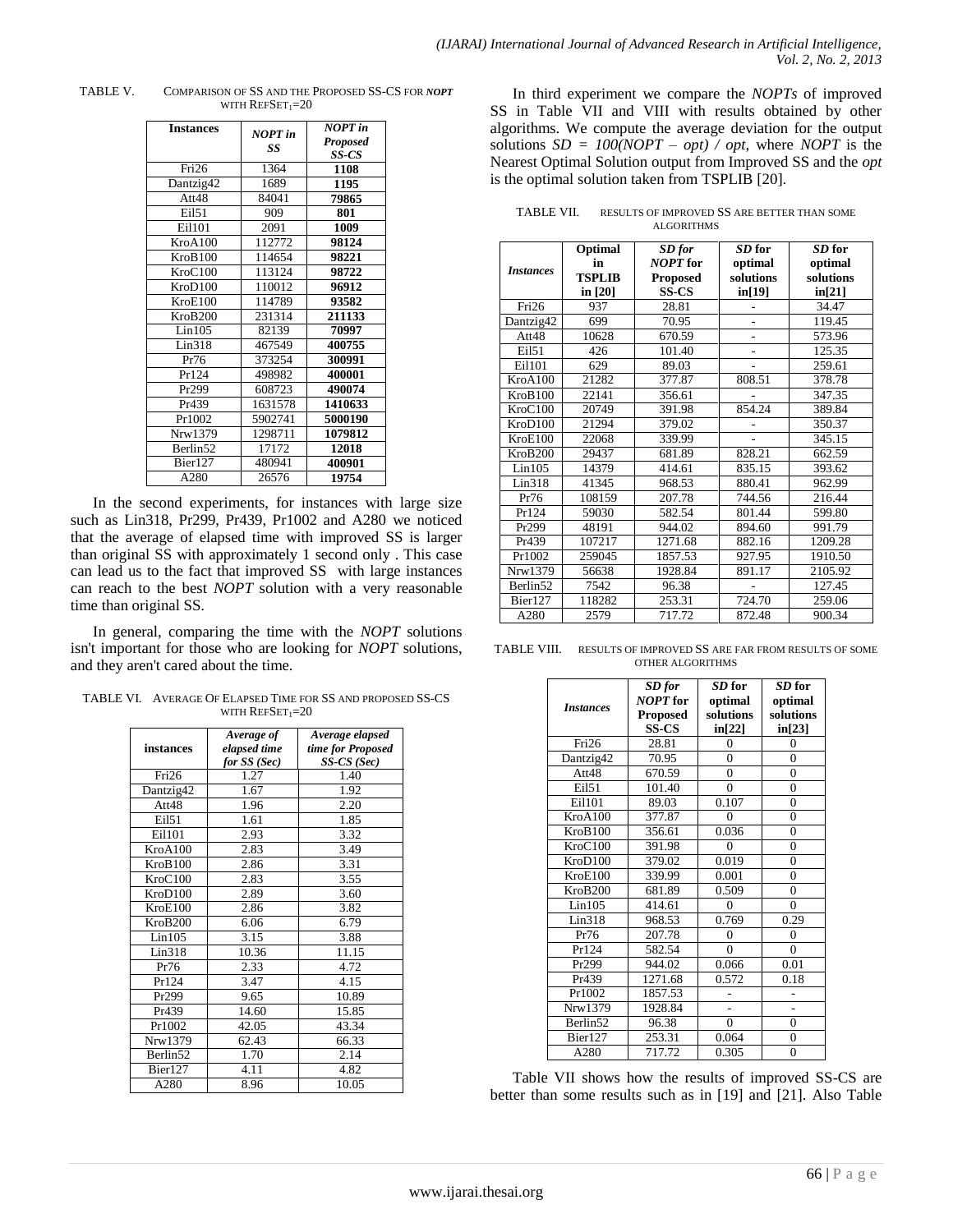TABLE V. COMPARISON OF SS AND THE PROPOSED SS-CS FOR *NOPT* WITH $REFSET_1$=20

| Instances | *NOPT in SS* | *NOPT in Proposed SS-CS* |
|---|---|---|
| Fri26 | 1364 | **1108** |
| Dantzig42 | 1689 | **1195** |
| Att48 | 84041 | **79865** |
| Eil51 | 909 | **801** |
| Eil101 | 2091 | **1009** |
| KroA100 | 112772 | **98124** |
| KroB100 | 114654 | **98221** |
| KroC100 | 113124 | **98722** |
| KroD100 | 110012 | **96912** |
| KroE100 | 114789 | **93582** |
| KroB200 | 231314 | **211133** |
| Lin105 | 82139 | **70997** |
| Lin318 | 467549 | **400755** |
| Pr76 | 373254 | **300991** |
| Pr124 | 498982 | **400001** |
| Pr299 | 608723 | **490074** |
| Pr439 | 1631578 | **1410633** |
| Pr1002 | 5902741 | **5000190** |
| Nrw1379 | 1298711 | **1079812** |
| Berlin52 | 17172 | **12018** |
| Bier127 | 480941 | **400901** |
| A280 | 26576 | **19754** |

In the second experiments, for instances with large size such as Lin318, Pr299, Pr439, Pr1002 and A280 we noticed that the average of elapsed time with improved SS is larger than original SS with approximately 1 second only . This case can lead us to the fact that improved SS with large instances can reach to the best *NOPT* solution with a very reasonable time than original SS.

In general, comparing the time with the *NOPT* solutions isn't important for those who are looking for *NOPT* solutions, and they aren't cared about the time.

TABLE VI. AVERAGE OF ELAPSED TIME FOR SS AND PROPOSED SS-CS WITH $REFSET_1$=20

| instances | *Average of elapsed time for SS (Sec)* | *Average elapsed time for Proposed SS-CS (Sec)* |
|---|---|---|
| Fri26 | 1.27 | 1.40 |
| Dantzig42 | 1.67 | 1.92 |
| Att48 | 1.96 | 2.20 |
| Eil51 | 1.61 | 1.85 |
| Eil101 | 2.93 | 3.32 |
| KroA100 | 2.83 | 3.49 |
| KroB100 | 2.86 | 3.31 |
| KroC100 | 2.83 | 3.55 |
| KroD100 | 2.89 | 3.60 |
| KroE100 | 2.86 | 3.82 |
| KroB200 | 6.06 | 6.79 |
| Lin105 | 3.15 | 3.88 |
| Lin318 | 10.36 | 11.15 |
| Pr76 | 2.33 | 4.72 |
| Pr124 | 3.47 | 4.15 |
| Pr299 | 9.65 | 10.89 |
| Pr439 | 14.60 | 15.85 |
| Pr1002 | 42.05 | 43.34 |
| Nrw1379 | 62.43 | 66.33 |
| Berlin52 | 1.70 | 2.14 |
| Bier127 | 4.11 | 4.82 |
| A280 | 8.96 | 10.05 |

In third experiment we compare the *NOPTs* of improved SS in Table VII and VIII with results obtained by other algorithms. We compute the average deviation for the output solutions $SD = 100(NOPT - opt) / opt$, where *NOPT* is the Nearest Optimal Solution output from Improved SS and the *opt* is the optimal solution taken from TSPLIB [20].

TABLE VII. RESULTS OF IMPROVED SS ARE BETTER THAN SOME ALGORITHMS

| *Instances* | Optimal in TSPLIB in [20] | *SD for NOPT* for Proposed SS-CS | *SD* for optimal solutions in[19] | *SD* for optimal solutions in[21] |
|---|---|---|---|---|
| Fri26 | 937 | 28.81 | - | 34.47 |
| Dantzig42 | 699 | 70.95 | - | 119.45 |
| Att48 | 10628 | 670.59 | - | 573.96 |
| Eil51 | 426 | 101.40 | - | 125.35 |
| Eil101 | 629 | 89.03 | - | 259.61 |
| KroA100 | 21282 | 377.87 | 808.51 | 378.78 |
| KroB100 | 22141 | 356.61 | - | 347.35 |
| KroC100 | 20749 | 391.98 | 854.24 | 389.84 |
| KroD100 | 21294 | 379.02 | - | 350.37 |
| KroE100 | 22068 | 339.99 | - | 345.15 |
| KroB200 | 29437 | 681.89 | 828.21 | 662.59 |
| Lin105 | 14379 | 414.61 | 835.15 | 393.62 |
| Lin318 | 41345 | 968.53 | 880.41 | 962.99 |
| Pr76 | 108159 | 207.78 | 744.56 | 216.44 |
| Pr124 | 59030 | 582.54 | 801.44 | 599.80 |
| Pr299 | 48191 | 944.02 | 894.60 | 991.79 |
| Pr439 | 107217 | 1271.68 | 882.16 | 1209.28 |
| Pr1002 | 259045 | 1857.53 | 927.95 | 1910.50 |
| Nrw1379 | 56638 | 1928.84 | 891.17 | 2105.92 |
| Berlin52 | 7542 | 96.38 | - | 127.45 |
| Bier127 | 118282 | 253.31 | 724.70 | 259.06 |
| A280 | 2579 | 717.72 | 872.48 | 900.34 |

TABLE VIII. RESULTS OF IMPROVED SS ARE FAR FROM RESULTS OF SOME OTHER ALGORITHMS

| *Instances* | *SD for NOPT* for Proposed SS-CS | *SD* for optimal solutions in[22] | *SD* for optimal solutions in[23] |
|---|---|---|---|
| Fri26 | 28.81 | 0 | 0 |
| Dantzig42 | 70.95 | 0 | 0 |
| Att48 | 670.59 | 0 | 0 |
| Eil51 | 101.40 | 0 | 0 |
| Eil101 | 89.03 | 0.107 | 0 |
| KroA100 | 377.87 | 0 | 0 |
| KroB100 | 356.61 | 0.036 | 0 |
| KroC100 | 391.98 | 0 | 0 |
| KroD100 | 379.02 | 0.019 | 0 |
| KroE100 | 339.99 | 0.001 | 0 |
| KroB200 | 681.89 | 0.509 | 0 |
| Lin105 | 414.61 | 0 | 0 |
| Lin318 | 968.53 | 0.769 | 0.29 |
| Pr76 | 207.78 | 0 | 0 |
| Pr124 | 582.54 | 0 | 0 |
| Pr299 | 944.02 | 0.066 | 0.01 |
| Pr439 | 1271.68 | 0.572 | 0.18 |
| Pr1002 | 1857.53 | - | - |
| Nrw1379 | 1928.84 | - | - |
| Berlin52 | 96.38 | 0 | 0 |
| Bier127 | 253.31 | 0.064 | 0 |
| A280 | 717.72 | 0.305 | 0 |

Table VII shows how the results of improved SS-CS are better than some results such as in [19] and [21]. Also Table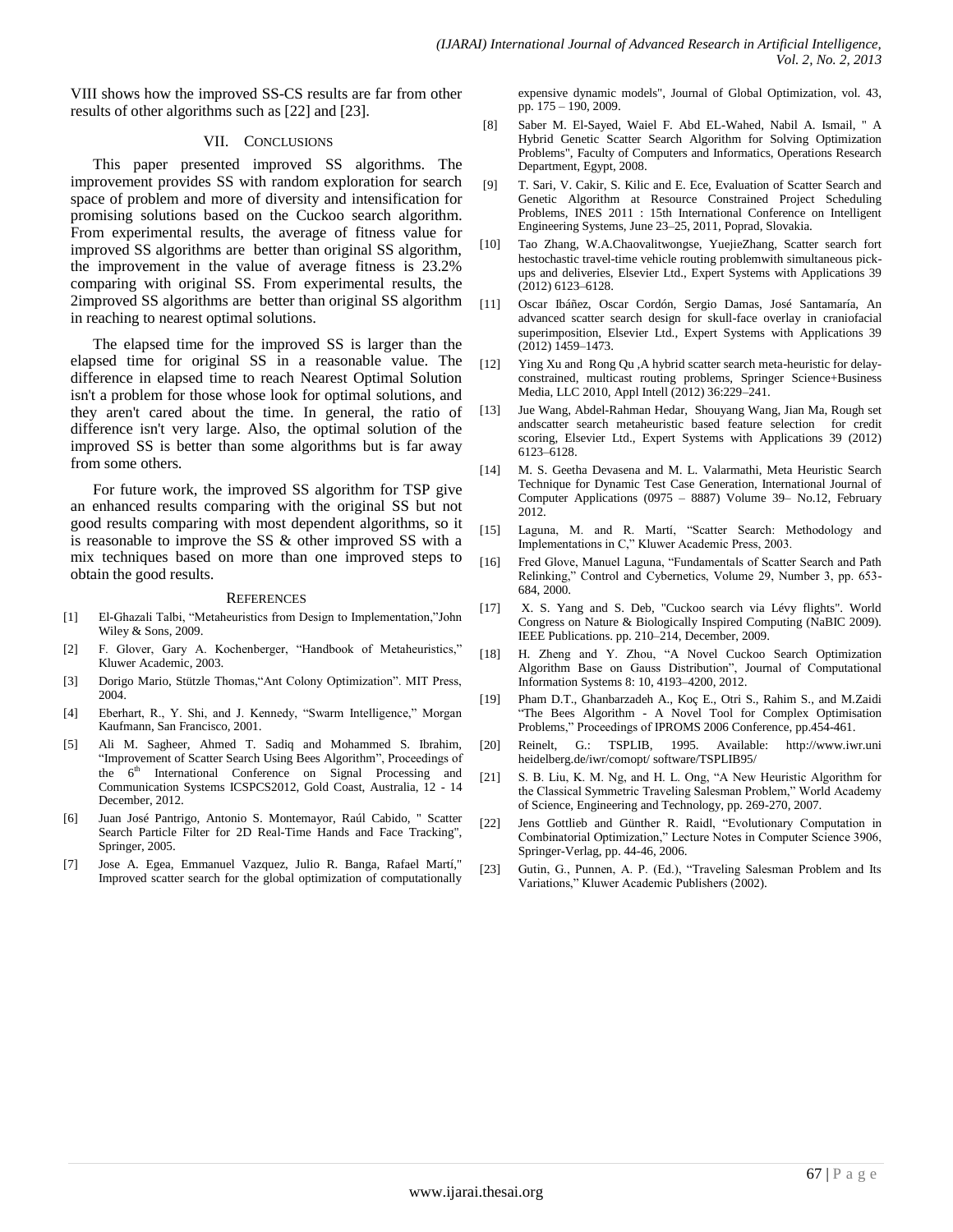VIII shows how the improved SS-CS results are far from other results of other algorithms such as [22] and [23].

## VII. Conclusions

This paper presented improved SS algorithms. The improvement provides SS with random exploration for search space of problem and more of diversity and intensification for promising solutions based on the Cuckoo search algorithm. From experimental results, the average of fitness value for improved SS algorithms are better than original SS algorithm, the improvement in the value of average fitness is 23.2% comparing with original SS. From experimental results, the 2improved SS algorithms are better than original SS algorithm in reaching to nearest optimal solutions.

The elapsed time for the improved SS is larger than the elapsed time for original SS in a reasonable value. The difference in elapsed time to reach Nearest Optimal Solution isn't a problem for those whose look for optimal solutions, and they aren't cared about the time. In general, the ratio of difference isn't very large. Also, the optimal solution of the improved SS is better than some algorithms but is far away from some others.

For future work, the improved SS algorithm for TSP give an enhanced results comparing with the original SS but not good results comparing with most dependent algorithms, so it is reasonable to improve the SS & other improved SS with a mix techniques based on more than one improved steps to obtain the good results.

## References

[1] El-Ghazali Talbi, "Metaheuristics from Design to Implementation,"John Wiley & Sons, 2009.

[2] F. Glover, Gary A. Kochenberger, "Handbook of Metaheuristics," Kluwer Academic, 2003.

[3] Dorigo Mario, Stützle Thomas,"Ant Colony Optimization". MIT Press, 2004.

[4] Eberhart, R., Y. Shi, and J. Kennedy, "Swarm Intelligence," Morgan Kaufmann, San Francisco, 2001.

[5] Ali M. Sagheer, Ahmed T. Sadiq and Mohammed S. Ibrahim, "Improvement of Scatter Search Using Bees Algorithm", Proceedings of the 6th International Conference on Signal Processing and Communication Systems ICSPCS2012, Gold Coast, Australia, 12 - 14 December, 2012.

[6] Juan José Pantrigo, Antonio S. Montemayor, Raúl Cabido, " Scatter Search Particle Filter for 2D Real-Time Hands and Face Tracking", Springer, 2005.

[7] Jose A. Egea, Emmanuel Vazquez, Julio R. Banga, Rafael Martí," Improved scatter search for the global optimization of computationally expensive dynamic models", Journal of Global Optimization, vol. 43, pp. 175 – 190, 2009.

[8] Saber M. El-Sayed, Waiel F. Abd EL-Wahed, Nabil A. Ismail, " A Hybrid Genetic Scatter Search Algorithm for Solving Optimization Problems", Faculty of Computers and Informatics, Operations Research Department, Egypt, 2008.

[9] T. Sari, V. Cakir, S. Kilic and E. Ece, Evaluation of Scatter Search and Genetic Algorithm at Resource Constrained Project Scheduling Problems, INES 2011 : 15th International Conference on Intelligent Engineering Systems, June 23–25, 2011, Poprad, Slovakia.

[10] Tao Zhang, W.A.Chaovalitwongse, YuejieZhang, Scatter search fort hestochastic travel-time vehicle routing problemwith simultaneous pick-ups and deliveries, Elsevier Ltd., Expert Systems with Applications 39 (2012) 6123–6128.

[11] Oscar Ibáñez, Oscar Cordón, Sergio Damas, José Santamaría, An advanced scatter search design for skull-face overlay in craniofacial superimposition, Elsevier Ltd., Expert Systems with Applications 39 (2012) 1459–1473.

[12] Ying Xu and Rong Qu ,A hybrid scatter search meta-heuristic for delay-constrained, multicast routing problems, Springer Science+Business Media, LLC 2010, Appl Intell (2012) 36:229–241.

[13] Jue Wang, Abdel-Rahman Hedar, Shouyang Wang, Jian Ma, Rough set andscatter search metaheuristic based feature selection for credit scoring, Elsevier Ltd., Expert Systems with Applications 39 (2012) 6123–6128.

[14] M. S. Geetha Devasena and M. L. Valarmathi, Meta Heuristic Search Technique for Dynamic Test Case Generation, International Journal of Computer Applications (0975 – 8887) Volume 39– No.12, February 2012.

[15] Laguna, M. and R. Martí, "Scatter Search: Methodology and Implementations in C," Kluwer Academic Press, 2003.

[16] Fred Glove, Manuel Laguna, "Fundamentals of Scatter Search and Path Relinking," Control and Cybernetics, Volume 29, Number 3, pp. 653-684, 2000.

[17] X. S. Yang and S. Deb, "Cuckoo search via Lévy flights". World Congress on Nature & Biologically Inspired Computing (NaBIC 2009). IEEE Publications. pp. 210–214, December, 2009.

[18] H. Zheng and Y. Zhou, "A Novel Cuckoo Search Optimization Algorithm Base on Gauss Distribution", Journal of Computational Information Systems 8: 10, 4193–4200, 2012.

[19] Pham D.T., Ghanbarzadeh A., Koç E., Otri S., Rahim S., and M.Zaidi "The Bees Algorithm - A Novel Tool for Complex Optimisation Problems," Proceedings of IPROMS 2006 Conference, pp.454-461.

[20] Reinelt, G.: TSPLIB, 1995. Available: http://www.iwr.uni heidelberg.de/iwr/comopt/ software/TSPLIB95/

[21] S. B. Liu, K. M. Ng, and H. L. Ong, "A New Heuristic Algorithm for the Classical Symmetric Traveling Salesman Problem," World Academy of Science, Engineering and Technology, pp. 269-270, 2007.

[22] Jens Gottlieb and Günther R. Raidl, "Evolutionary Computation in Combinatorial Optimization," Lecture Notes in Computer Science 3906, Springer-Verlag, pp. 44-46, 2006.

[23] Gutin, G., Punnen, A. P. (Ed.), "Traveling Salesman Problem and Its Variations," Kluwer Academic Publishers (2002).